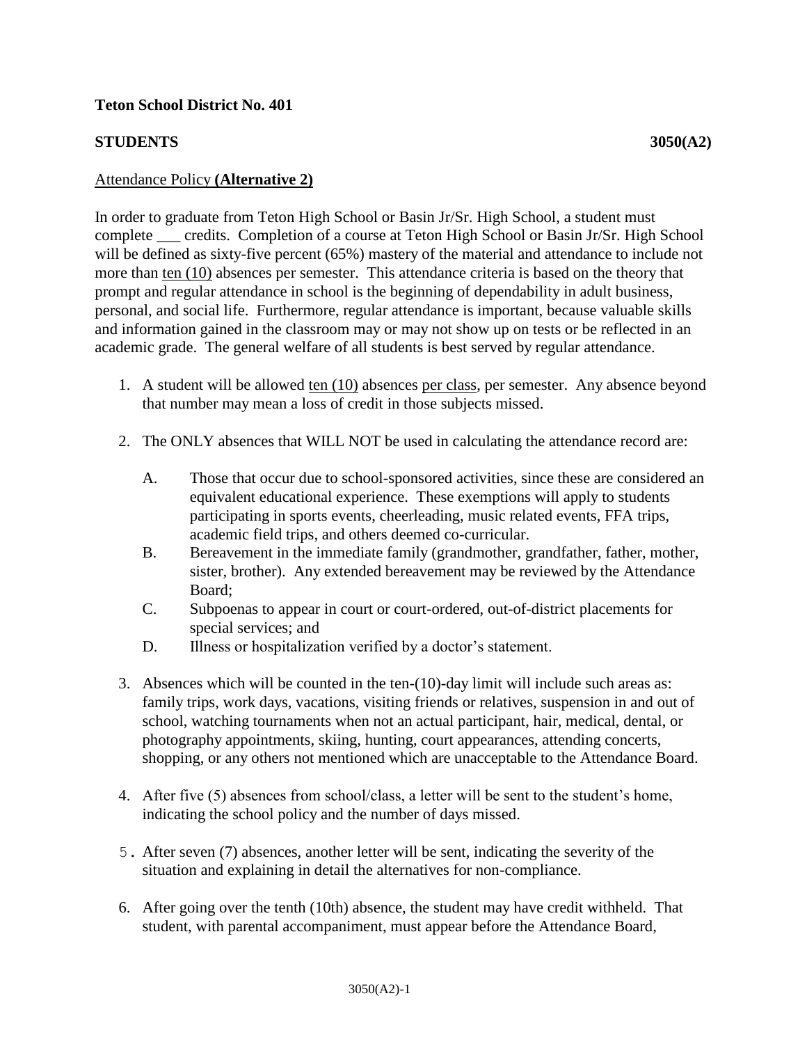**Teton School District No. 401**

**STUDENTS** **3050(A2)**

Attendance Policy **(Alternative 2)**

In order to graduate from Teton High School or Basin Jr/Sr. High School, a student must complete ___ credits. Completion of a course at Teton High School or Basin Jr/Sr. High School will be defined as sixty-five percent (65%) mastery of the material and attendance to include not more than ten (10) absences per semester. This attendance criteria is based on the theory that prompt and regular attendance in school is the beginning of dependability in adult business, personal, and social life. Furthermore, regular attendance is important, because valuable skills and information gained in the classroom may or may not show up on tests or be reflected in an academic grade. The general welfare of all students is best served by regular attendance.

1. A student will be allowed ten (10) absences per class, per semester. Any absence beyond that number may mean a loss of credit in those subjects missed.

2. The ONLY absences that WILL NOT be used in calculating the attendance record are:

   A. Those that occur due to school-sponsored activities, since these are considered an equivalent educational experience. These exemptions will apply to students participating in sports events, cheerleading, music related events, FFA trips, academic field trips, and others deemed co-curricular.
   B. Bereavement in the immediate family (grandmother, grandfather, father, mother, sister, brother). Any extended bereavement may be reviewed by the Attendance Board;
   C. Subpoenas to appear in court or court-ordered, out-of-district placements for special services; and
   D. Illness or hospitalization verified by a doctor's statement.

3. Absences which will be counted in the ten-(10)-day limit will include such areas as: family trips, work days, vacations, visiting friends or relatives, suspension in and out of school, watching tournaments when not an actual participant, hair, medical, dental, or photography appointments, skiing, hunting, court appearances, attending concerts, shopping, or any others not mentioned which are unacceptable to the Attendance Board.

4. After five (5) absences from school/class, a letter will be sent to the student's home, indicating the school policy and the number of days missed.

5. After seven (7) absences, another letter will be sent, indicating the severity of the situation and explaining in detail the alternatives for non-compliance.

6. After going over the tenth (10th) absence, the student may have credit withheld. That student, with parental accompaniment, must appear before the Attendance Board,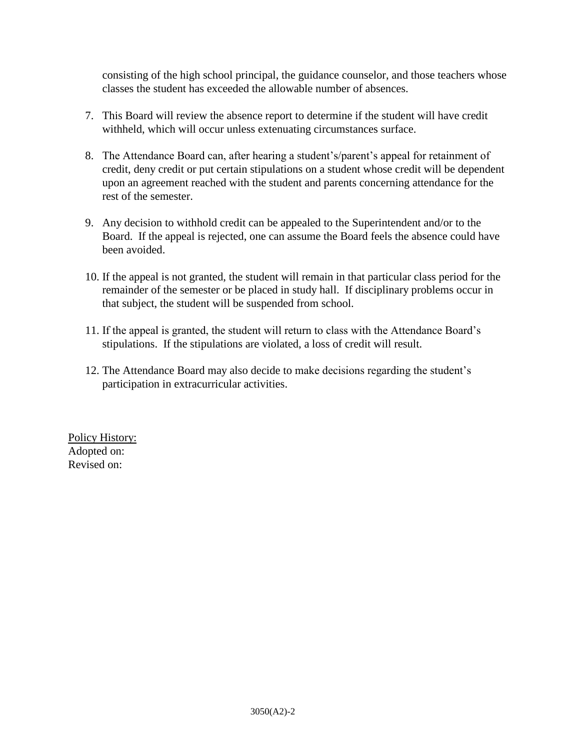consisting of the high school principal, the guidance counselor, and those teachers whose classes the student has exceeded the allowable number of absences.

7. This Board will review the absence report to determine if the student will have credit withheld, which will occur unless extenuating circumstances surface.

8. The Attendance Board can, after hearing a student's/parent's appeal for retainment of credit, deny credit or put certain stipulations on a student whose credit will be dependent upon an agreement reached with the student and parents concerning attendance for the rest of the semester.

9. Any decision to withhold credit can be appealed to the Superintendent and/or to the Board. If the appeal is rejected, one can assume the Board feels the absence could have been avoided.

10. If the appeal is not granted, the student will remain in that particular class period for the remainder of the semester or be placed in study hall. If disciplinary problems occur in that subject, the student will be suspended from school.

11. If the appeal is granted, the student will return to class with the Attendance Board's stipulations. If the stipulations are violated, a loss of credit will result.

12. The Attendance Board may also decide to make decisions regarding the student's participation in extracurricular activities.

Policy History:
Adopted on:
Revised on: